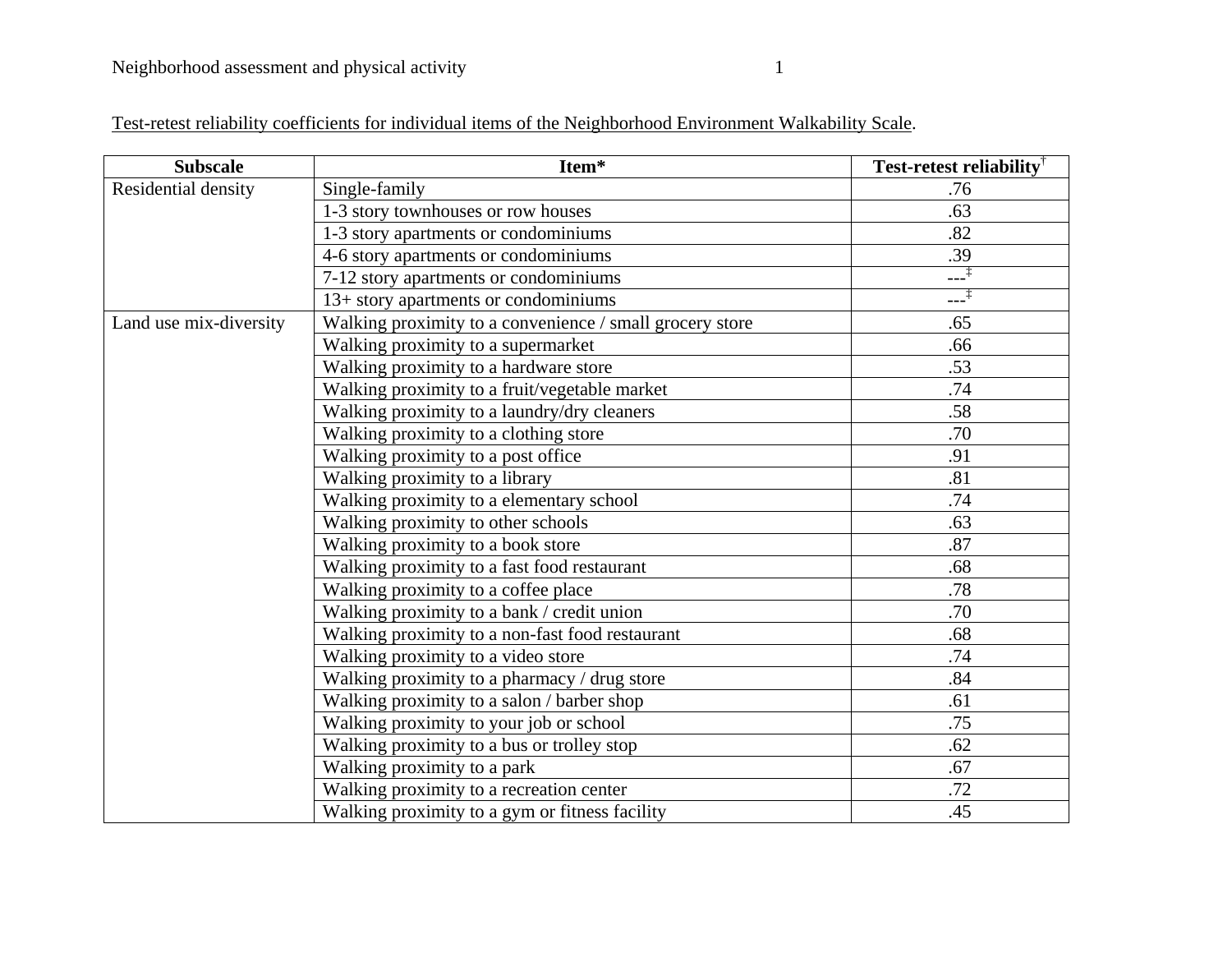Test-retest reliability coefficients for individual items of the Neighborhood Environment Walkability Scale.

| Subscale | Item* | Test-retest reliability[†] |
|---|---|---|
| Residential density | Single-family | .76 |
| | 1-3 story townhouses or row houses | .63 |
| | 1-3 story apartments or condominiums | .82 |
| | 4-6 story apartments or condominiums | .39 |
| | 7-12 story apartments or condominiums | ---[‡] |
| | 13+ story apartments or condominiums | ---[‡] |
| Land use mix-diversity | Walking proximity to a convenience / small grocery store | .65 |
| | Walking proximity to a supermarket | .66 |
| | Walking proximity to a hardware store | .53 |
| | Walking proximity to a fruit/vegetable market | .74 |
| | Walking proximity to a laundry/dry cleaners | .58 |
| | Walking proximity to a clothing store | .70 |
| | Walking proximity to a post office | .91 |
| | Walking proximity to a library | .81 |
| | Walking proximity to a elementary school | .74 |
| | Walking proximity to other schools | .63 |
| | Walking proximity to a book store | .87 |
| | Walking proximity to a fast food restaurant | .68 |
| | Walking proximity to a coffee place | .78 |
| | Walking proximity to a bank / credit union | .70 |
| | Walking proximity to a non-fast food restaurant | .68 |
| | Walking proximity to a video store | .74 |
| | Walking proximity to a pharmacy / drug store | .84 |
| | Walking proximity to a salon / barber shop | .61 |
| | Walking proximity to your job or school | .75 |
| | Walking proximity to a bus or trolley stop | .62 |
| | Walking proximity to a park | .67 |
| | Walking proximity to a recreation center | .72 |
| | Walking proximity to a gym or fitness facility | .45 |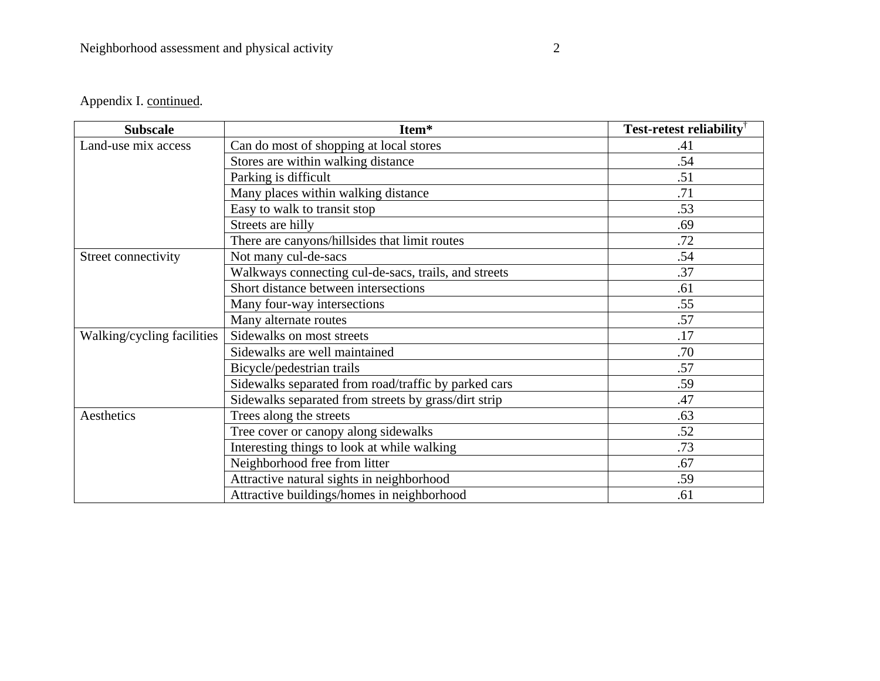Appendix I. continued.

| Subscale | Item* | Test-retest reliability† |
| --- | --- | --- |
| Land-use mix access | Can do most of shopping at local stores | .41 |
| | Stores are within walking distance | .54 |
| | Parking is difficult | .51 |
| | Many places within walking distance | .71 |
| | Easy to walk to transit stop | .53 |
| | Streets are hilly | .69 |
| | There are canyons/hillsides that limit routes | .72 |
| Street connectivity | Not many cul-de-sacs | .54 |
| | Walkways connecting cul-de-sacs, trails, and streets | .37 |
| | Short distance between intersections | .61 |
| | Many four-way intersections | .55 |
| | Many alternate routes | .57 |
| Walking/cycling facilities | Sidewalks on most streets | .17 |
| | Sidewalks are well maintained | .70 |
| | Bicycle/pedestrian trails | .57 |
| | Sidewalks separated from road/traffic by parked cars | .59 |
| | Sidewalks separated from streets by grass/dirt strip | .47 |
| Aesthetics | Trees along the streets | .63 |
| | Tree cover or canopy along sidewalks | .52 |
| | Interesting things to look at while walking | .73 |
| | Neighborhood free from litter | .67 |
| | Attractive natural sights in neighborhood | .59 |
| | Attractive buildings/homes in neighborhood | .61 |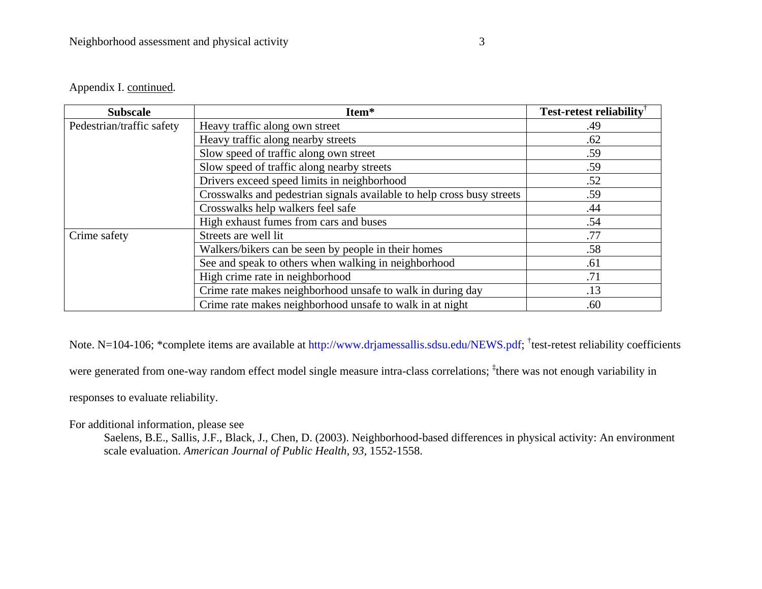Appendix I. continued.

| Subscale | Item* | Test-retest reliability[†] |
|---|---|---|
| Pedestrian/traffic safety | Heavy traffic along own street | .49 |
| | Heavy traffic along nearby streets | .62 |
| | Slow speed of traffic along own street | .59 |
| | Slow speed of traffic along nearby streets | .59 |
| | Drivers exceed speed limits in neighborhood | .52 |
| | Crosswalks and pedestrian signals available to help cross busy streets | .59 |
| | Crosswalks help walkers feel safe | .44 |
| | High exhaust fumes from cars and buses | .54 |
| Crime safety | Streets are well lit | .77 |
| | Walkers/bikers can be seen by people in their homes | .58 |
| | See and speak to others when walking in neighborhood | .61 |
| | High crime rate in neighborhood | .71 |
| | Crime rate makes neighborhood unsafe to walk in during day | .13 |
| | Crime rate makes neighborhood unsafe to walk in at night | .60 |

Note. N=104-106; *complete items are available at http://www.drjamessallis.sdsu.edu/NEWS.pdf; [†]test-retest reliability coefficients were generated from one-way random effect model single measure intra-class correlations; [‡]there was not enough variability in responses to evaluate reliability.

For additional information, please see

Saelens, B.E., Sallis, J.F., Black, J., Chen, D. (2003). Neighborhood-based differences in physical activity: An environment scale evaluation. *American Journal of Public Health, 93,* 1552-1558.